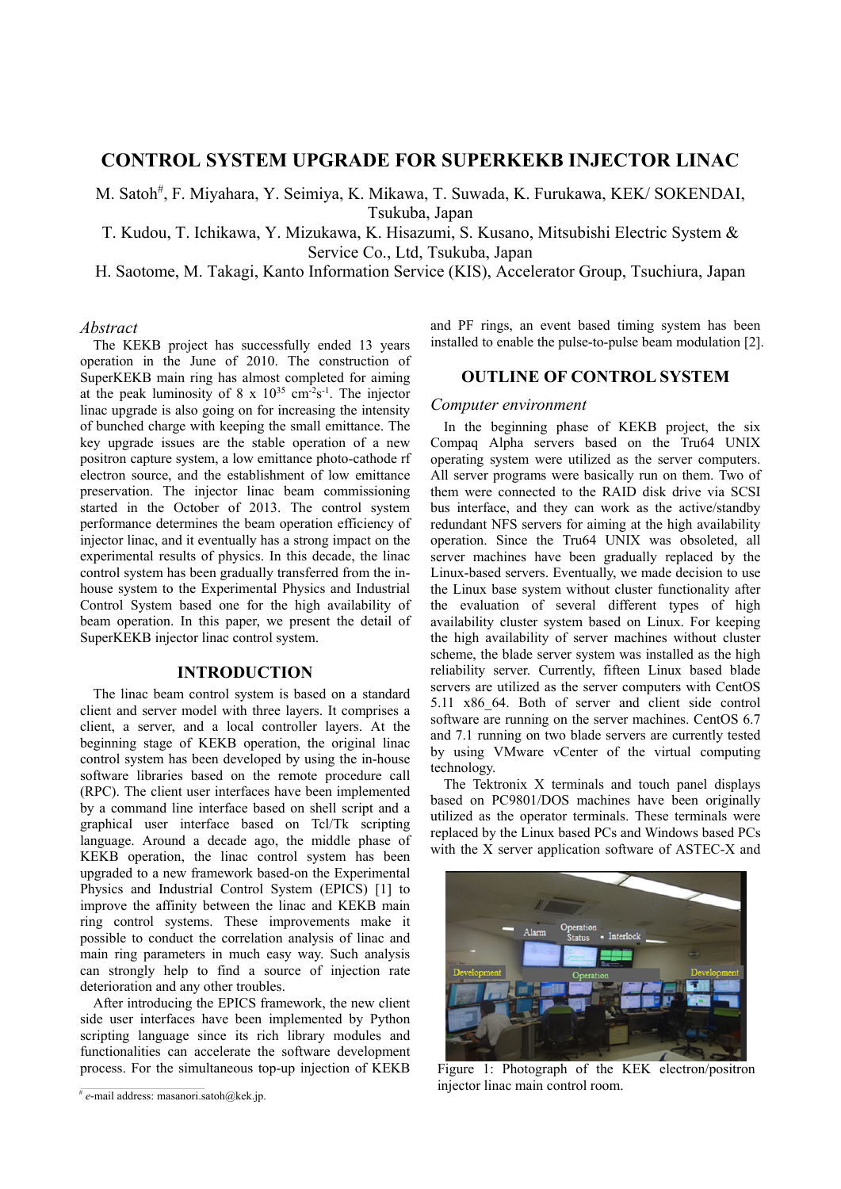# CONTROL SYSTEM UPGRADE FOR SUPERKEKB INJECTOR LINAC

M. Satoh#, F. Miyahara, Y. Seimiya, K. Mikawa, T. Suwada, K. Furukawa, KEK/ SOKENDAI, Tsukuba, Japan

T. Kudou, T. Ichikawa, Y. Mizukawa, K. Hisazumi, S. Kusano, Mitsubishi Electric System & Service Co., Ltd, Tsukuba, Japan

H. Saotome, M. Takagi, Kanto Information Service (KIS), Accelerator Group, Tsuchiura, Japan

*Abstract*

The KEKB project has successfully ended 13 years operation in the June of 2010. The construction of SuperKEKB main ring has almost completed for aiming at the peak luminosity of 8 x $10^{35}$ $cm^{-2}s^{-1}$. The injector linac upgrade is also going on for increasing the intensity of bunched charge with keeping the small emittance. The key upgrade issues are the stable operation of a new positron capture system, a low emittance photo-cathode rf electron source, and the establishment of low emittance preservation. The injector linac beam commissioning started in the October of 2013. The control system performance determines the beam operation efficiency of injector linac, and it eventually has a strong impact on the experimental results of physics. In this decade, the linac control system has been gradually transferred from the in-house system to the Experimental Physics and Industrial Control System based one for the high availability of beam operation. In this paper, we present the detail of SuperKEKB injector linac control system.

## INTRODUCTION

The linac beam control system is based on a standard client and server model with three layers. It comprises a client, a server, and a local controller layers. At the beginning stage of KEKB operation, the original linac control system has been developed by using the in-house software libraries based on the remote procedure call (RPC). The client user interfaces have been implemented by a command line interface based on shell script and a graphical user interface based on Tcl/Tk scripting language. Around a decade ago, the middle phase of KEKB operation, the linac control system has been upgraded to a new framework based-on the Experimental Physics and Industrial Control System (EPICS) [1] to improve the affinity between the linac and KEKB main ring control systems. These improvements make it possible to conduct the correlation analysis of linac and main ring parameters in much easy way. Such analysis can strongly help to find a source of injection rate deterioration and any other troubles.

After introducing the EPICS framework, the new client side user interfaces have been implemented by Python scripting language since its rich library modules and functionalities can accelerate the software development process. For the simultaneous top-up injection of KEKB and PF rings, an event based timing system has been installed to enable the pulse-to-pulse beam modulation [2].

## OUTLINE OF CONTROL SYSTEM

### *Computer environment*

In the beginning phase of KEKB project, the six Compaq Alpha servers based on the Tru64 UNIX operating system were utilized as the server computers. All server programs were basically run on them. Two of them were connected to the RAID disk drive via SCSI bus interface, and they can work as the active/standby redundant NFS servers for aiming at the high availability operation. Since the Tru64 UNIX was obsoleted, all server machines have been gradually replaced by the Linux-based servers. Eventually, we made decision to use the Linux base system without cluster functionality after the evaluation of several different types of high availability cluster system based on Linux. For keeping the high availability of server machines without cluster scheme, the blade server system was installed as the high reliability server. Currently, fifteen Linux based blade servers are utilized as the server computers with CentOS 5.11 x86_64. Both of server and client side control software are running on the server machines. CentOS 6.7 and 7.1 running on two blade servers are currently tested by using VMware vCenter of the virtual computing technology.

The Tektronix X terminals and touch panel displays based on PC9801/DOS machines have been originally utilized as the operator terminals. These terminals were replaced by the Linux based PCs and Windows based PCs with the X server application software of ASTEC-X and

Figure 1: Photograph of the KEK electron/positron injector linac main control room.

# e-mail address: masanori.satoh@kek.jp.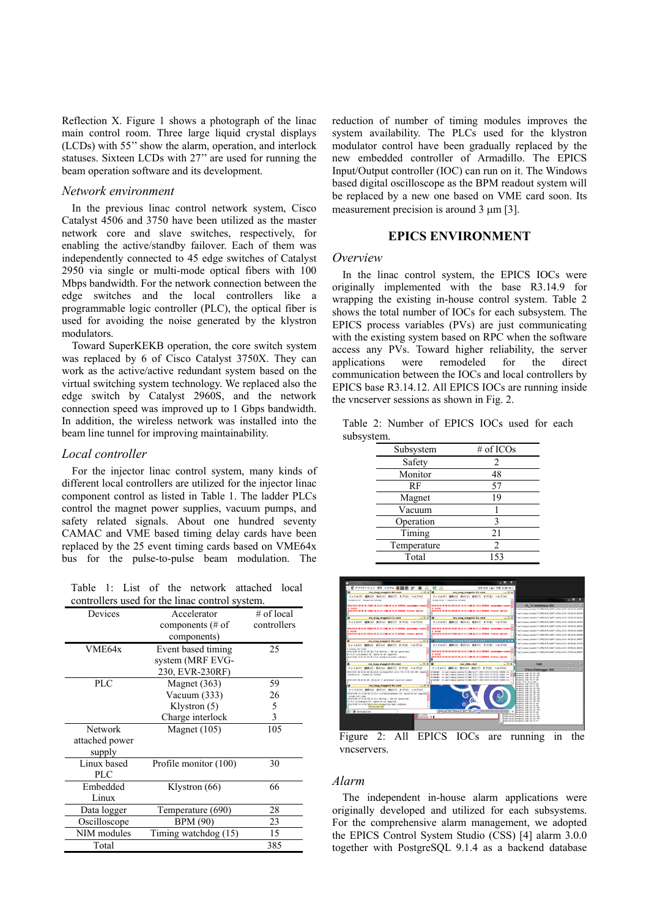Reflection X. Figure 1 shows a photograph of the linac main control room. Three large liquid crystal displays (LCDs) with 55" show the alarm, operation, and interlock statuses. Sixteen LCDs with 27" are used for running the beam operation software and its development.

### *Network environment*

In the previous linac control network system, Cisco Catalyst 4506 and 3750 have been utilized as the master network core and slave switches, respectively, for enabling the active/standby failover. Each of them was independently connected to 45 edge switches of Catalyst 2950 via single or multi-mode optical fibers with 100 Mbps bandwidth. For the network connection between the edge switches and the local controllers like a programmable logic controller (PLC), the optical fiber is used for avoiding the noise generated by the klystron modulators.

Toward SuperKEKB operation, the core switch system was replaced by 6 of Cisco Catalyst 3750X. They can work as the active/active redundant system based on the virtual switching system technology. We replaced also the edge switch by Catalyst 2960S, and the network connection speed was improved up to 1 Gbps bandwidth. In addition, the wireless network was installed into the beam line tunnel for improving maintainability.

### *Local controller*

For the injector linac control system, many kinds of different local controllers are utilized for the injector linac component control as listed in Table 1. The ladder PLCs control the magnet power supplies, vacuum pumps, and safety related signals. About one hundred seventy CAMAC and VME based timing delay cards have been replaced by the 25 event timing cards based on VME64x bus for the pulse-to-pulse beam modulation. The reduction of number of timing modules improves the system availability. The PLCs used for the klystron modulator control have been gradually replaced by the new embedded controller of Armadillo. The EPICS Input/Output controller (IOC) can run on it. The Windows based digital oscilloscope as the BPM readout system will be replaced by a new one based on VME card soon. Its measurement precision is around 3 µm [3].

Table 1: List of the network attached local controllers used for the linac control system.

| Devices | Accelerator components (# of components) | # of local controllers |
|---|---|---|
| VME64x | Event based timing system (MRF EVG-230, EVR-230RF) | 25 |
| PLC | Magnet (363) | 59 |
| | Vacuum (333) | 26 |
| | Klystron (5) | 5 |
| | Charge interlock | 3 |
| Network attached power supply | Magnet (105) | 105 |
| Linux based PLC | Profile monitor (100) | 30 |
| Embedded Linux | Klystron (66) | 66 |
| Data logger | Temperature (690) | 28 |
| Oscilloscope | BPM (90) | 23 |
| NIM modules | Timing watchdog (15) | 15 |
| Total | | 385 |

## EPICS ENVIRONMENT

### *Overview*

In the linac control system, the EPICS IOCs were originally implemented with the base R3.14.9 for wrapping the existing in-house control system. Table 2 shows the total number of IOCs for each subsystem. The EPICS process variables (PVs) are just communicating with the existing system based on RPC when the software access any PVs. Toward higher reliability, the server applications were remodeled for the direct communication between the IOCs and local controllers by EPICS base R3.14.12. All EPICS IOCs are running inside the vncserver sessions as shown in Fig. 2.

Table 2: Number of EPICS IOCs used for each subsystem.

| Subsystem | # of ICOs |
|---|---|
| Safety | 2 |
| Monitor | 48 |
| RF | 57 |
| Magnet | 19 |
| Vacuum | 1 |
| Operation | 3 |
| Timing | 21 |
| Temperature | 2 |
| Total | 153 |

Figure 2: All EPICS IOCs are running in the vncservers.

### *Alarm*

The independent in-house alarm applications were originally developed and utilized for each subsystems. For the comprehensive alarm management, we adopted the EPICS Control System Studio (CSS) [4] alarm 3.0.0 together with PostgreSQL 9.1.4 as a backend database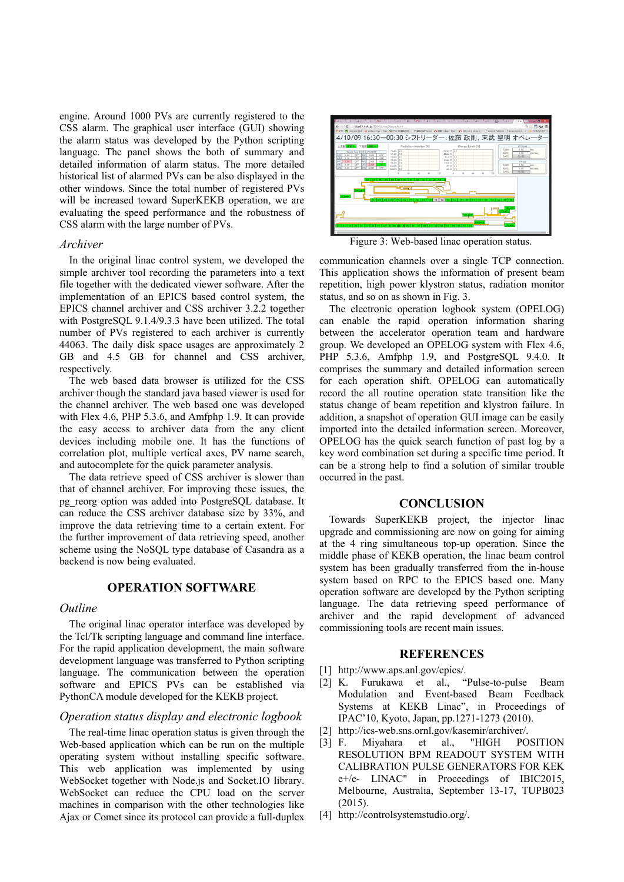engine. Around 1000 PVs are currently registered to the CSS alarm. The graphical user interface (GUI) showing the alarm status was developed by the Python scripting language. The panel shows the both of summary and detailed information of alarm status. The more detailed historical list of alarmed PVs can be also displayed in the other windows. Since the total number of registered PVs will be increased toward SuperKEKB operation, we are evaluating the speed performance and the robustness of CSS alarm with the large number of PVs.

### *Archiver*

In the original linac control system, we developed the simple archiver tool recording the parameters into a text file together with the dedicated viewer software. After the implementation of an EPICS based control system, the EPICS channel archiver and CSS archiver 3.2.2 together with PostgreSQL 9.1.4/9.3.3 have been utilized. The total number of PVs registered to each archiver is currently 44063. The daily disk space usages are approximately 2 GB and 4.5 GB for channel and CSS archiver, respectively.

The web based data browser is utilized for the CSS archiver though the standard java based viewer is used for the channel archiver. The web based one was developed with Flex 4.6, PHP 5.3.6, and Amfphp 1.9. It can provide the easy access to archiver data from the any client devices including mobile one. It has the functions of correlation plot, multiple vertical axes, PV name search, and autocomplete for the quick parameter analysis.

The data retrieve speed of CSS archiver is slower than that of channel archiver. For improving these issues, the pg_reorg option was added into PostgreSQL database. It can reduce the CSS archiver database size by 33%, and improve the data retrieving time to a certain extent. For the further improvement of data retrieving speed, another scheme using the NoSQL type database of Casandra as a backend is now being evaluated.

## OPERATION SOFTWARE

### *Outline*

The original linac operator interface was developed by the Tcl/Tk scripting language and command line interface. For the rapid application development, the main software development language was transferred to Python scripting language. The communication between the operation software and EPICS PVs can be established via PythonCA module developed for the KEKB project.

### *Operation status display and electronic logbook*

The real-time linac operation status is given through the Web-based application which can be run on the multiple operating system without installing specific software. This web application was implemented by using WebSocket together with Node.js and Socket.IO library. WebSocket can reduce the CPU load on the server machines in comparison with the other technologies like Ajax or Comet since its protocol can provide a full-duplex communication channels over a single TCP connection. This application shows the information of present beam repetition, high power klystron status, radiation monitor status, and so on as shown in Fig. 3.

Figure 3: Web-based linac operation status.

The electronic operation logbook system (OPELOG) can enable the rapid operation information sharing between the accelerator operation team and hardware group. We developed an OPELOG system with Flex 4.6, PHP 5.3.6, Amfphp 1.9, and PostgreSQL 9.4.0. It comprises the summary and detailed information screen for each operation shift. OPELOG can automatically record the all routine operation state transition like the status change of beam repetition and klystron failure. In addition, a snapshot of operation GUI image can be easily imported into the detailed information screen. Moreover, OPELOG has the quick search function of past log by a key word combination set during a specific time period. It can be a strong help to find a solution of similar trouble occurred in the past.

## CONCLUSION

Towards SuperKEKB project, the injector linac upgrade and commissioning are now on going for aiming at the 4 ring simultaneous top-up operation. Since the middle phase of KEKB operation, the linac beam control system has been gradually transferred from the in-house system based on RPC to the EPICS based one. Many operation software are developed by the Python scripting language. The data retrieving speed performance of archiver and the rapid development of advanced commissioning tools are recent main issues.

## REFERENCES

[1] http://www.aps.anl.gov/epics/.

[2] K. Furukawa et al., "Pulse-to-pulse Beam Modulation and Event-based Beam Feedback Systems at KEKB Linac", in Proceedings of IPAC'10, Kyoto, Japan, pp.1271-1273 (2010).

[2] http://ics-web.sns.ornl.gov/kasemir/archiver/.

[3] F. Miyahara et al., "HIGH POSITION RESOLUTION BPM READOUT SYSTEM WITH CALIBRATION PULSE GENERATORS FOR KEK e+/e- LINAC" in Proceedings of IBIC2015, Melbourne, Australia, September 13-17, TUPB023 (2015).

[4] http://controlsystemstudio.org/.